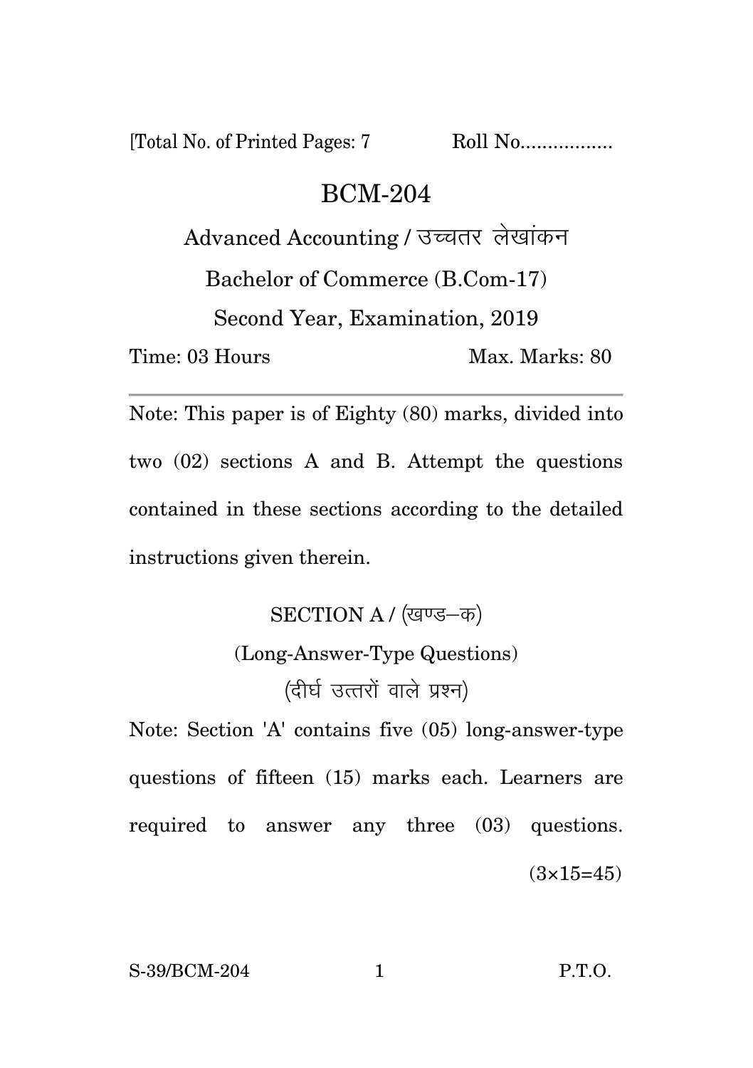[Total No. of Printed Pages: 7 Roll No.................

# BCM-204

## Advanced Accounting / उच्चतर लेखांकन

Bachelor of Commerce (B.Com-17)

Second Year, Examination, 2019

Time: 03 Hours Max. Marks: 80

---

Note: This paper is of Eighty (80) marks, divided into two (02) sections A and B. Attempt the questions contained in these sections according to the detailed instructions given therein.

### SECTION A / (खण्ड–क)

(Long-Answer-Type Questions)

(दीर्घ उत्तरों वाले प्रश्न)

Note: Section 'A' contains five (05) long-answer-type questions of fifteen (15) marks each. Learners are required to answer any three (03) questions. (3×15=45)

S-39/BCM-204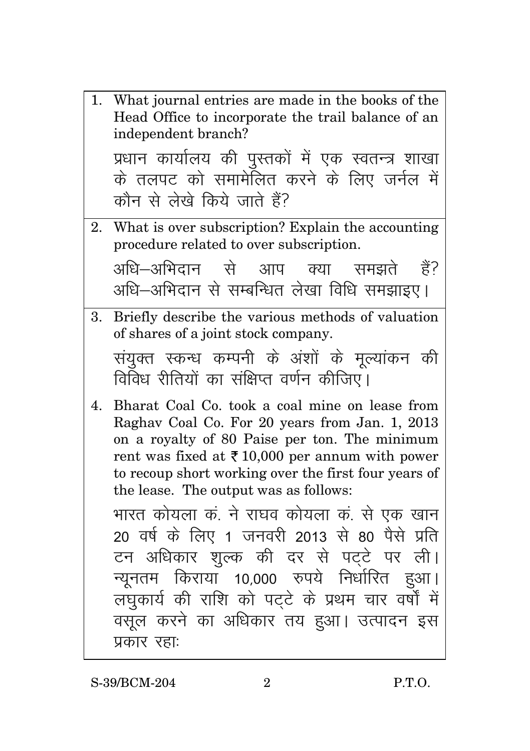1. What journal entries are made in the books of the Head Office to incorporate the trail balance of an independent branch?

   प्रधान कार्यालय की पुस्तकों में एक स्वतन्त्र शाखा के तलपट को समामेलित करने के लिए जर्नल में कौन से लेखे किये जाते हैं?

2. What is over subscription? Explain the accounting procedure related to over subscription.

   अधि–अभिदान से आप क्या समझते हैं? अधि–अभिदान से सम्बन्धित लेखा विधि समझाइए।

3. Briefly describe the various methods of valuation of shares of a joint stock company.

   संयुक्त स्कन्ध कम्पनी के अंशों के मूल्यांकन की विविध रीतियों का संक्षिप्त वर्णन कीजिए।

4. Bharat Coal Co. took a coal mine on lease from Raghav Coal Co. For 20 years from Jan. 1, 2013 on a royalty of 80 Paise per ton. The minimum rent was fixed at ₹ 10,000 per annum with power to recoup short working over the first four years of the lease. The output was as follows:

   भारत कोयला कं. ने राघव कोयला कं. से एक खान 20 वर्ष के लिए 1 जनवरी 2013 से 80 पैसे प्रति टन अधिकार शुल्क की दर से पट्टे पर ली। न्यूनतम किराया 10,000 रुपये निर्धारित हुआ। लघुकार्य की राशि को पट्टे के प्रथम चार वर्षों में वसूल करने का अधिकार तय हुआ। उत्पादन इस प्रकार रहाः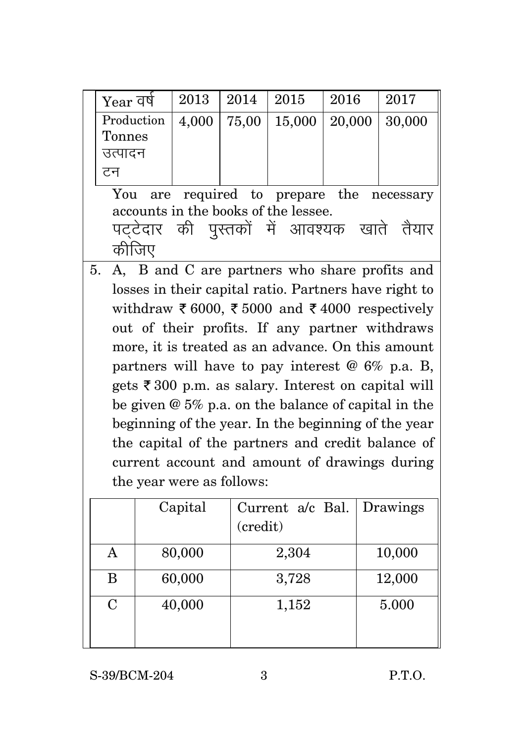| Year वर्ष | 2013 | 2014 | 2015 | 2016 | 2017 |
|---|---|---|---|---|---|
| Production Tonnes उत्पादन टन | 4,000 | 75,00 | 15,000 | 20,000 | 30,000 |

You are required to prepare the necessary accounts in the books of the lessee.

पट्टेदार की पुस्तकों में आवश्यक खाते तैयार कीजिए

5. A, B and C are partners who share profits and losses in their capital ratio. Partners have right to withdraw ₹ 6000, ₹ 5000 and ₹ 4000 respectively out of their profits. If any partner withdraws more, it is treated as an advance. On this amount partners will have to pay interest @ 6% p.a. B, gets ₹ 300 p.m. as salary. Interest on capital will be given @ 5% p.a. on the balance of capital in the beginning of the year. In the beginning of the year the capital of the partners and credit balance of current account and amount of drawings during the year were as follows:

| | Capital | Current a/c Bal. (credit) | Drawings |
|---|---|---|---|
| A | 80,000 | 2,304 | 10,000 |
| B | 60,000 | 3,728 | 12,000 |
| C | 40,000 | 1,152 | 5.000 |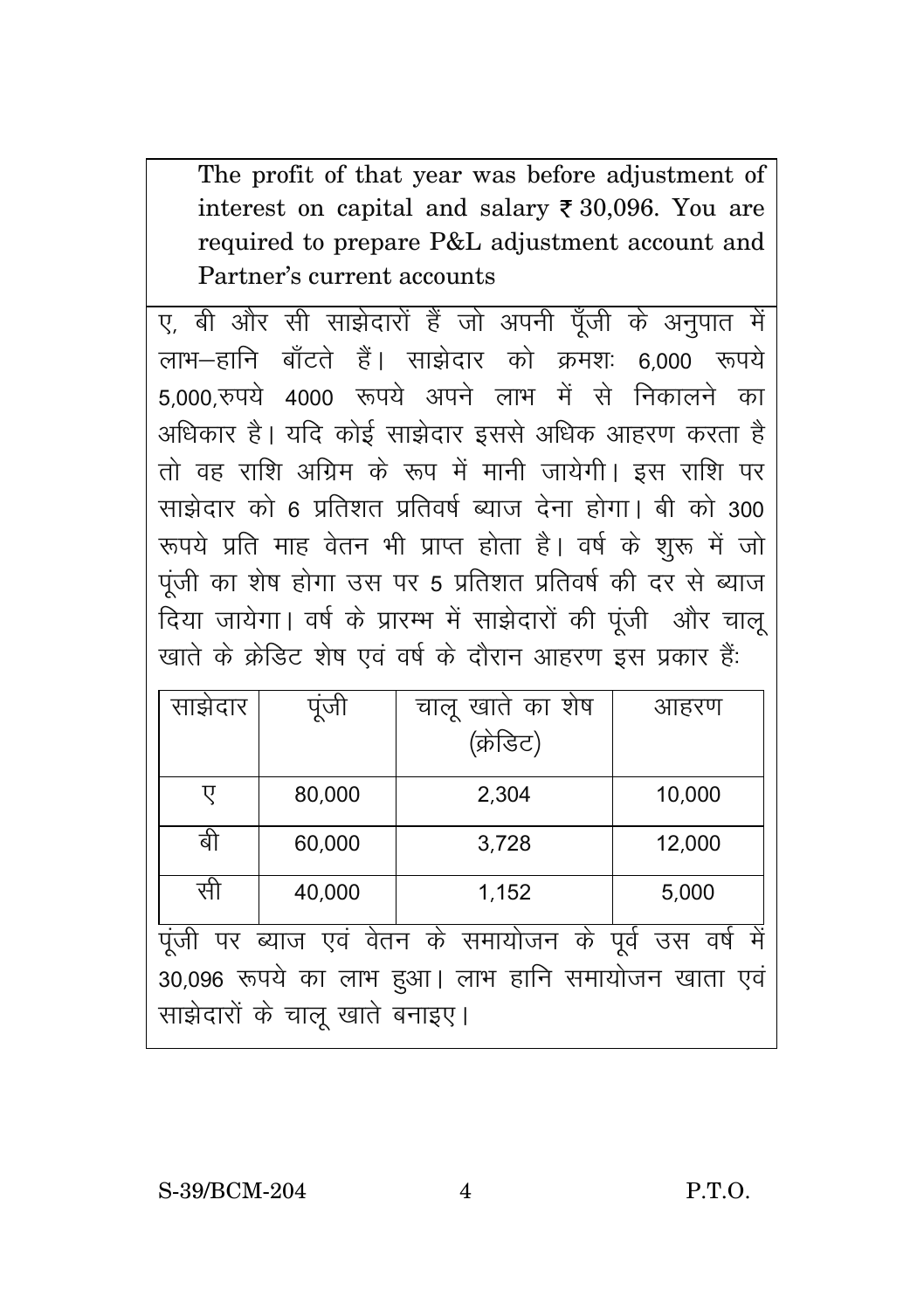The profit of that year was before adjustment of interest on capital and salary ₹ 30,096. You are required to prepare P&L adjustment account and Partner's current accounts

ए, बी और सी साझेदारों हैं जो अपनी पूँजी के अनुपात में लाभ–हानि बाँटते हैं। साझेदार को क्रमशः 6,000 रूपये 5,000,रुपये 4000 रूपये अपने लाभ में से निकालने का अधिकार है। यदि कोई साझेदार इससे अधिक आहरण करता है तो वह राशि अग्रिम के रूप में मानी जायेगी। इस राशि पर साझेदार को 6 प्रतिशत प्रतिवर्ष ब्याज देना होगा। बी को 300 रूपये प्रति माह वेतन भी प्राप्त होता है। वर्ष के शुरू में जो पूंजी का शेष होगा उस पर 5 प्रतिशत प्रतिवर्ष की दर से ब्याज दिया जायेगा। वर्ष के प्रारम्भ में साझेदारों की पूंजी और चालू खाते के क्रेडिट शेष एवं वर्ष के दौरान आहरण इस प्रकार हैं:

| साझेदार | पूंजी | चालू खाते का शेष (क्रेडिट) | आहरण |
|---|---|---|---|
| ए | 80,000 | 2,304 | 10,000 |
| बी | 60,000 | 3,728 | 12,000 |
| सी | 40,000 | 1,152 | 5,000 |

पूंजी पर ब्याज एवं वेतन के समायोजन के पूर्व उस वर्ष में 30,096 रूपये का लाभ हुआ। लाभ हानि समायोजन खाता एवं साझेदारों के चालू खाते बनाइए।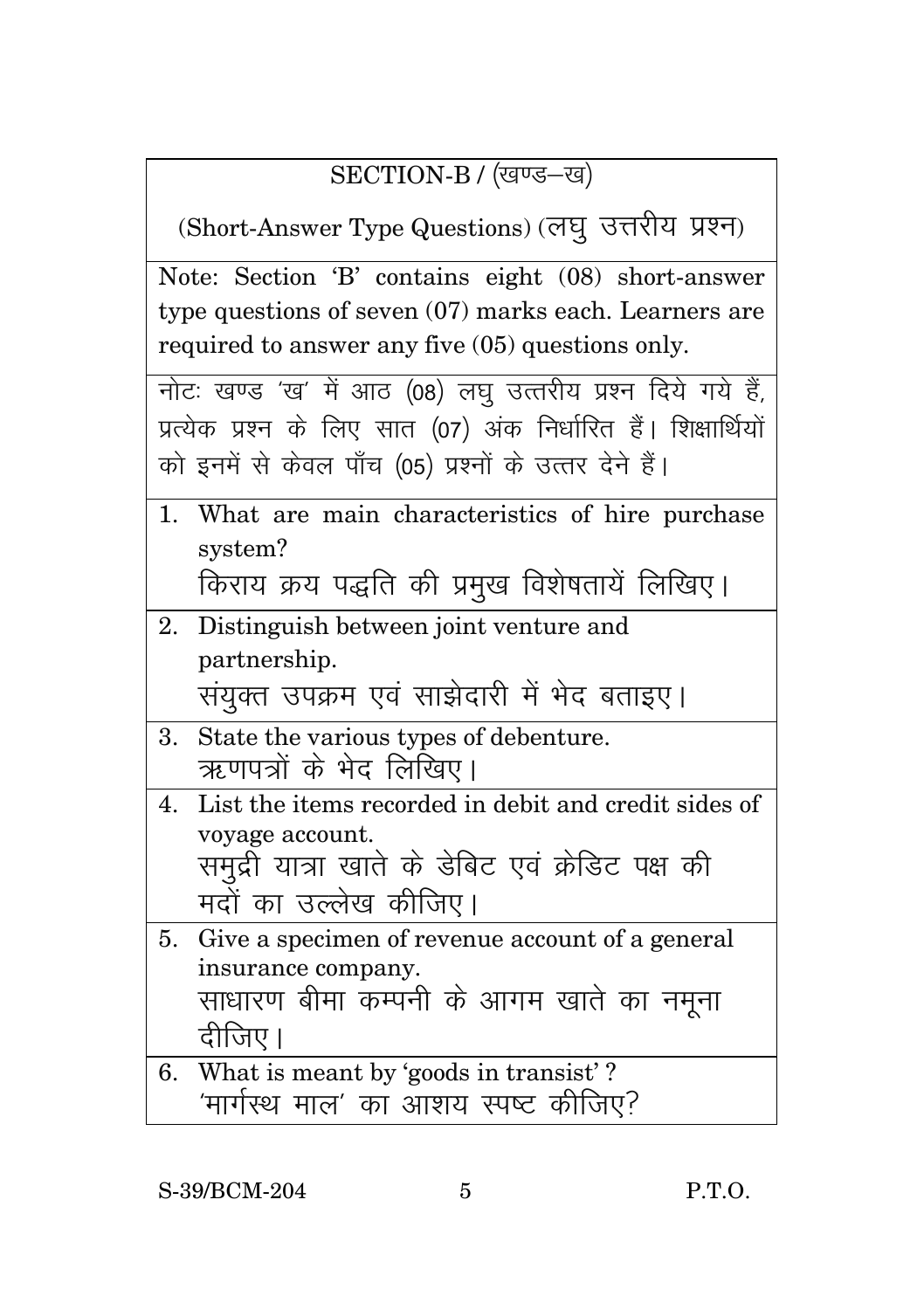## SECTION-B / (खण्ड–ख)

(Short-Answer Type Questions) (लघु उत्तरीय प्रश्न)

Note: Section 'B' contains eight (08) short-answer type questions of seven (07) marks each. Learners are required to answer any five (05) questions only.

नोटः खण्ड 'ख' में आठ (08) लघु उत्तरीय प्रश्न दिये गये हैं, प्रत्येक प्रश्न के लिए सात (07) अंक निर्धारित हैं। शिक्षार्थियों को इनमें से केवल पाँच (05) प्रश्नों के उत्तर देने हैं।

1. What are main characteristics of hire purchase system?
   किराय क्रय पद्धति की प्रमुख विशेषतायें लिखिए।

2. Distinguish between joint venture and partnership.
   संयुक्त उपक्रम एवं साझेदारी में भेद बताइए।

3. State the various types of debenture.
   ऋणपत्रों के भेद लिखिए।

4. List the items recorded in debit and credit sides of voyage account.
   समुद्री यात्रा खाते के डेबिट एवं क्रेडिट पक्ष की मदों का उल्लेख कीजिए।

5. Give a specimen of revenue account of a general insurance company.
   साधारण बीमा कम्पनी के आगम खाते का नमूना दीजिए।

6. What is meant by 'goods in transist'?
   'मार्गस्थ माल' का आशय स्पष्ट कीजिए?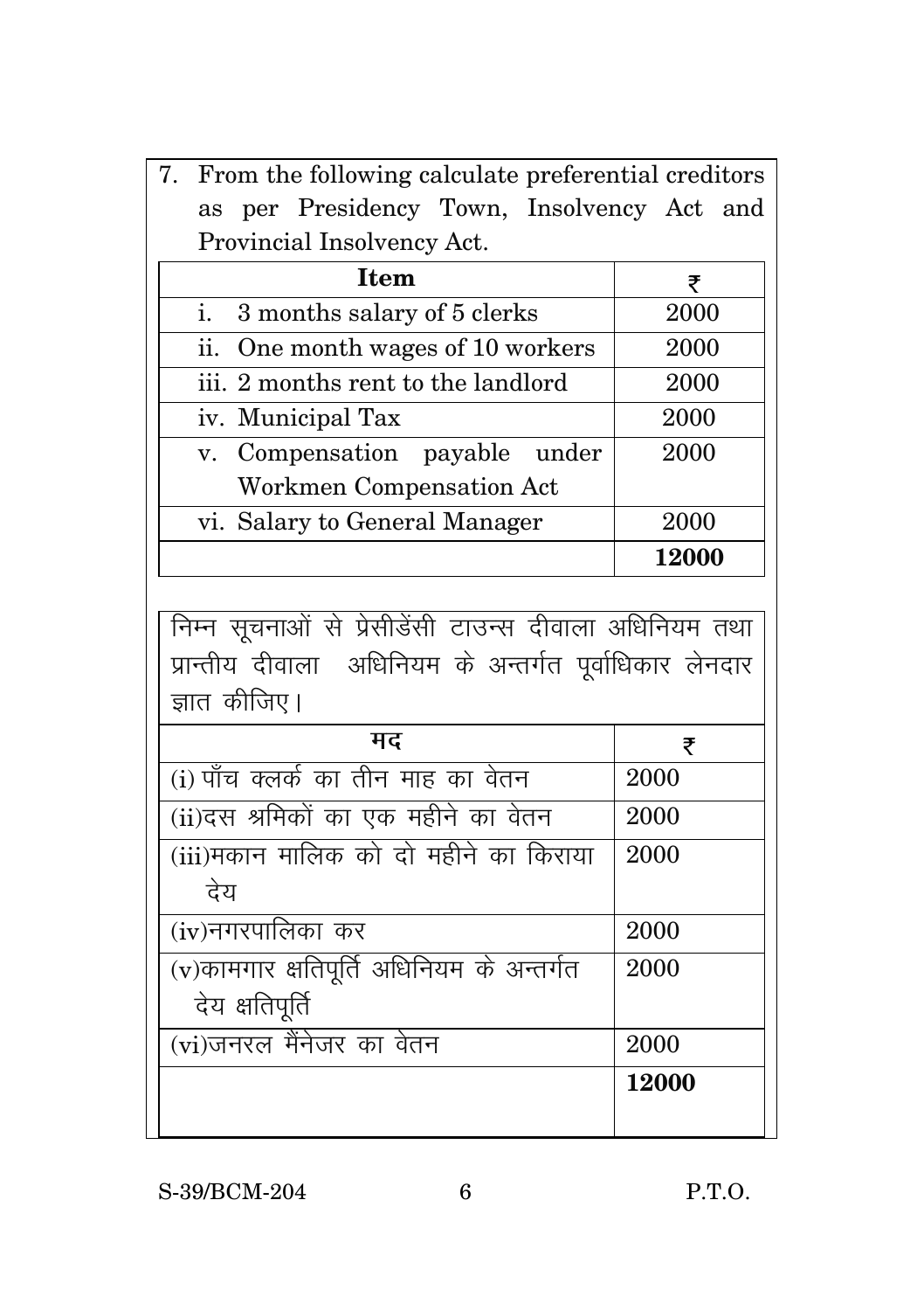7. From the following calculate preferential creditors as per Presidency Town, Insolvency Act and Provincial Insolvency Act.

| Item | ₹ |
| --- | --- |
| i. 3 months salary of 5 clerks | 2000 |
| ii. One month wages of 10 workers | 2000 |
| iii. 2 months rent to the landlord | 2000 |
| iv. Municipal Tax | 2000 |
| v. Compensation payable under Workmen Compensation Act | 2000 |
| vi. Salary to General Manager | 2000 |
| | **12000** |

निम्न सूचनाओं से प्रेसीडेंसी टाउन्स दीवाला अधिनियम तथा प्रान्तीय दीवाला अधिनियम के अन्तर्गत पूर्वाधिकार लेनदार ज्ञात कीजिए।

| मद | ₹ |
| --- | --- |
| (i) पाँच क्लर्क का तीन माह का वेतन | 2000 |
| (ii) दस श्रमिकों का एक महीने का वेतन | 2000 |
| (iii) मकान मालिक को दो महीने का किराया देय | 2000 |
| (iv) नगरपालिका कर | 2000 |
| (v) कामगार क्षतिपूर्ति अधिनियम के अन्तर्गत देय क्षतिपूर्ति | 2000 |
| (vi) जनरल मैंनेजर का वेतन | 2000 |
| | **12000** |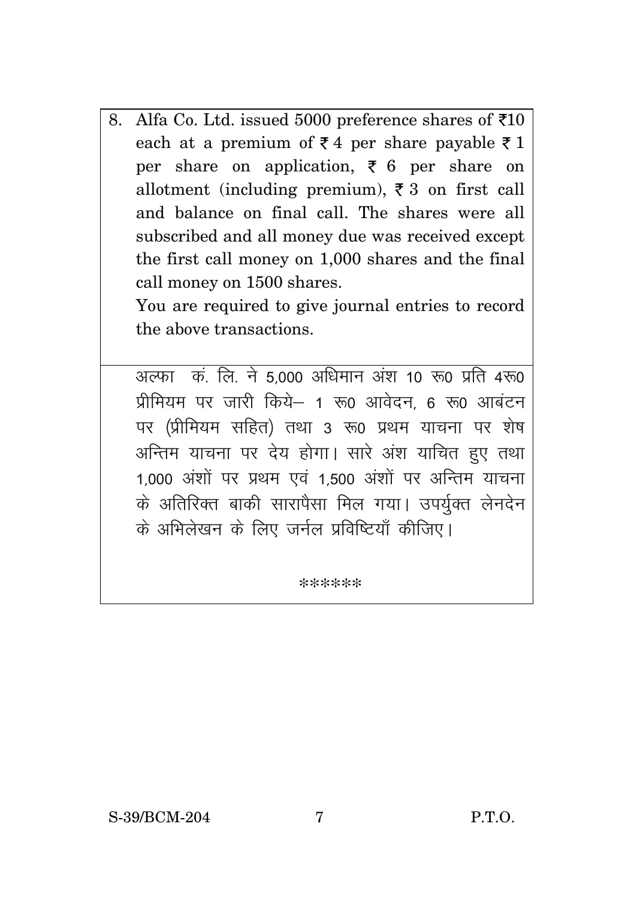8. Alfa Co. Ltd. issued 5000 preference shares of ₹10 each at a premium of ₹ 4 per share payable ₹ 1 per share on application, ₹ 6 per share on allotment (including premium), ₹ 3 on first call and balance on final call. The shares were all subscribed and all money due was received except the first call money on 1,000 shares and the final call money on 1500 shares.

   You are required to give journal entries to record the above transactions.

   अल्फा कं. लि. ने 5,000 अधिमान अंश 10 रू0 प्रति 4रू0 प्रीमियम पर जारी किये– 1 रू0 आवेदन, 6 रू0 आबंटन पर (प्रीमियम सहित) तथा 3 रू0 प्रथम याचना पर शेष अन्तिम याचना पर देय होगा। सारे अंश याचित हुए तथा 1,000 अंशों पर प्रथम एवं 1,500 अंशों पर अन्तिम याचना के अतिरिक्त बाकी सारापैसा मिल गया। उपर्युक्त लेनदेन के अभिलेखन के लिए जर्नल प्रविष्टियाँ कीजिए।

******